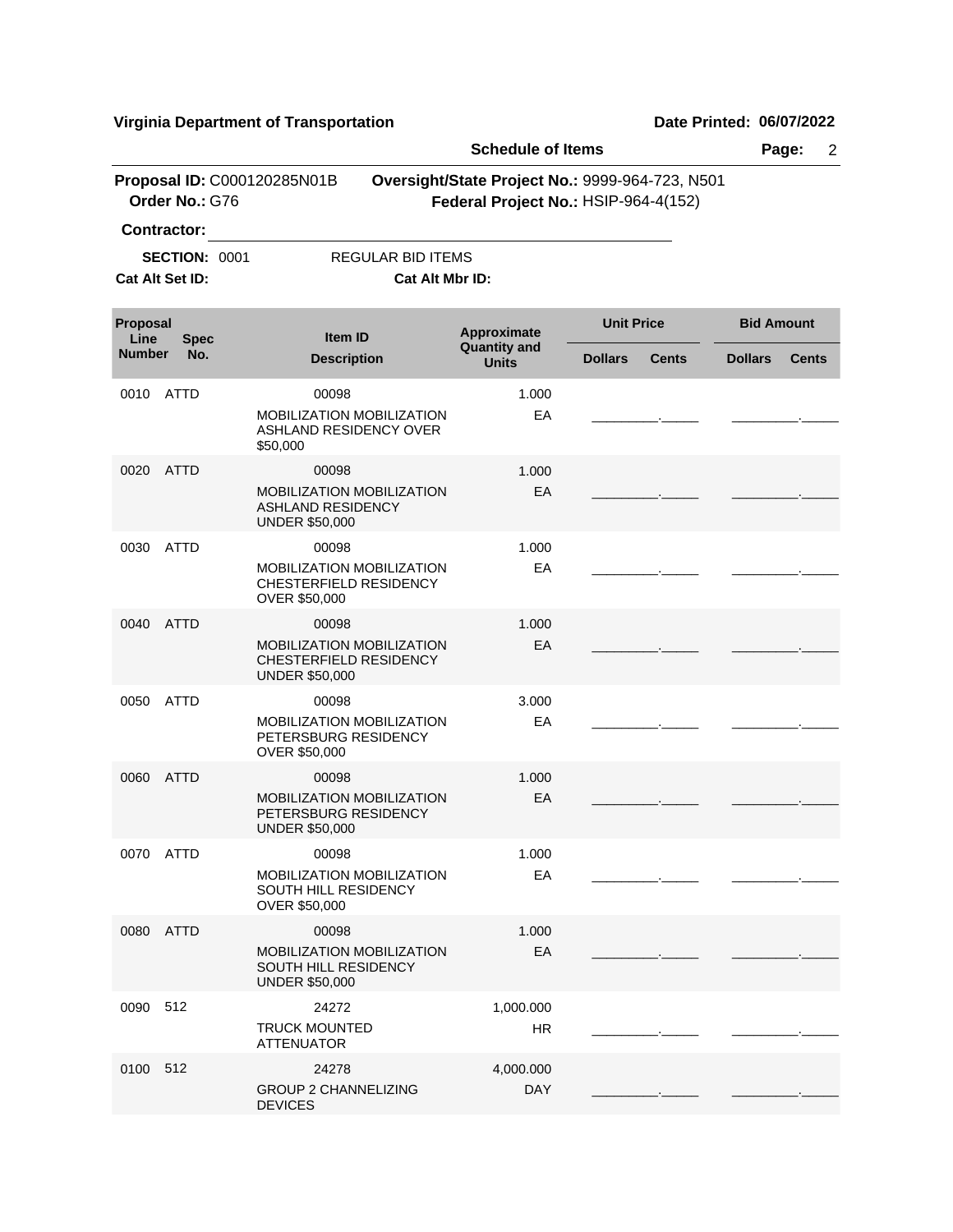**Virginia Department of Transportation** — **Date Printed: 06/07/2022**

## Schedule of Items

**Proposal ID:** C000120285N01B  **Oversight/State Project No.:** 9999-964-723, N501
**Order No.:** G76  **Federal Project No.:** HSIP-964-4(152)

**Contractor:** ______________________________

**SECTION:** 0001  REGULAR BID ITEMS

**Cat Alt Set ID:**  **Cat Alt Mbr ID:**

| Proposal Line Number | Spec No. | Item ID / Description | Approximate Quantity and Units | Unit Price Dollars | Unit Price Cents | Bid Amount Dollars | Bid Amount Cents |
|---|---|---|---|---|---|---|---|
| 0010 | ATTD | 00098<br>MOBILIZATION MOBILIZATION ASHLAND RESIDENCY OVER $50,000 | 1.000<br>EA | _________ | _____ | _________ | _____ |
| 0020 | ATTD | 00098<br>MOBILIZATION MOBILIZATION ASHLAND RESIDENCY UNDER $50,000 | 1.000<br>EA | _________ | _____ | _________ | _____ |
| 0030 | ATTD | 00098<br>MOBILIZATION MOBILIZATION CHESTERFIELD RESIDENCY OVER $50,000 | 1.000<br>EA | _________ | _____ | _________ | _____ |
| 0040 | ATTD | 00098<br>MOBILIZATION MOBILIZATION CHESTERFIELD RESIDENCY UNDER $50,000 | 1.000<br>EA | _________ | _____ | _________ | _____ |
| 0050 | ATTD | 00098<br>MOBILIZATION MOBILIZATION PETERSBURG RESIDENCY OVER $50,000 | 3.000<br>EA | _________ | _____ | _________ | _____ |
| 0060 | ATTD | 00098<br>MOBILIZATION MOBILIZATION PETERSBURG RESIDENCY UNDER $50,000 | 1.000<br>EA | _________ | _____ | _________ | _____ |
| 0070 | ATTD | 00098<br>MOBILIZATION MOBILIZATION SOUTH HILL RESIDENCY OVER $50,000 | 1.000<br>EA | _________ | _____ | _________ | _____ |
| 0080 | ATTD | 00098<br>MOBILIZATION MOBILIZATION SOUTH HILL RESIDENCY UNDER $50,000 | 1.000<br>EA | _________ | _____ | _________ | _____ |
| 0090 | 512 | 24272<br>TRUCK MOUNTED ATTENUATOR | 1,000.000<br>HR | _________ | _____ | _________ | _____ |
| 0100 | 512 | 24278<br>GROUP 2 CHANNELIZING DEVICES | 4,000.000<br>DAY | _________ | _____ | _________ | _____ |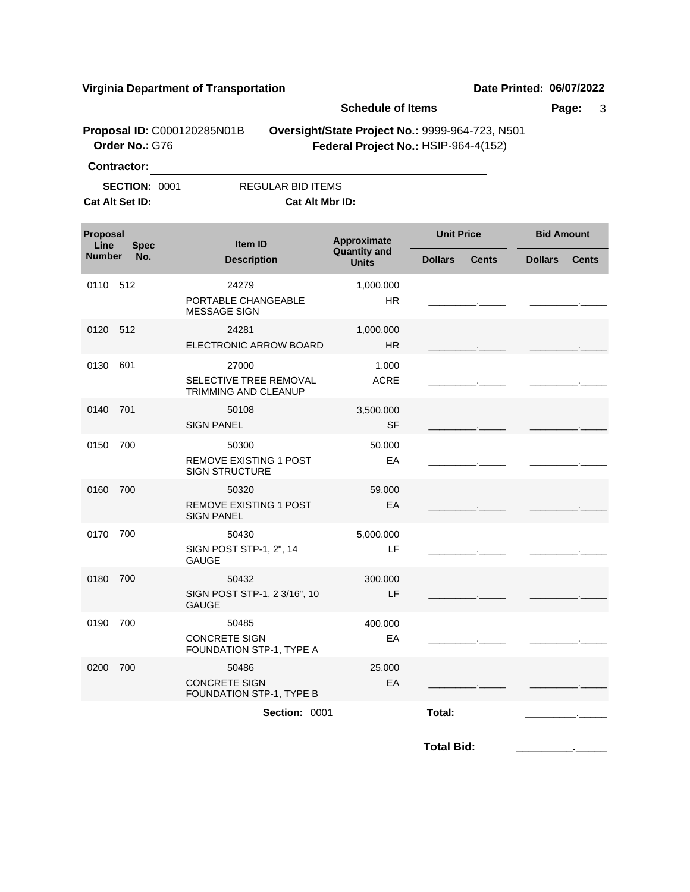**Virginia Department of Transportation** **Date Printed: 06/07/2022**

**Schedule of Items** **Page:** 3

**Proposal ID:** C000120285N01B **Oversight/State Project No.:** 9999-964-723, N501

**Order No.:** G76 **Federal Project No.:** HSIP-964-4(152)

**Contractor:** ______________________________

**SECTION:** 0001 REGULAR BID ITEMS

**Cat Alt Set ID:** **Cat Alt Mbr ID:**

| Proposal Line Number | Spec No. | Item ID / Description | Approximate Quantity and Units | Unit Price | | Bid Amount | |
|---|---|---|---|---|---|---|---|
| | | | | Dollars | Cents | Dollars | Cents |
| 0110 | 512 | 24279<br>PORTABLE CHANGEABLE MESSAGE SIGN | 1,000.000<br>HR | ________ | _____ | ________ | _____ |
| 0120 | 512 | 24281<br>ELECTRONIC ARROW BOARD | 1,000.000<br>HR | ________ | _____ | ________ | _____ |
| 0130 | 601 | 27000<br>SELECTIVE TREE REMOVAL TRIMMING AND CLEANUP | 1.000<br>ACRE | ________ | _____ | ________ | _____ |
| 0140 | 701 | 50108<br>SIGN PANEL | 3,500.000<br>SF | ________ | _____ | ________ | _____ |
| 0150 | 700 | 50300<br>REMOVE EXISTING 1 POST SIGN STRUCTURE | 50.000<br>EA | ________ | _____ | ________ | _____ |
| 0160 | 700 | 50320<br>REMOVE EXISTING 1 POST SIGN PANEL | 59.000<br>EA | ________ | _____ | ________ | _____ |
| 0170 | 700 | 50430<br>SIGN POST STP-1, 2", 14 GAUGE | 5,000.000<br>LF | ________ | _____ | ________ | _____ |
| 0180 | 700 | 50432<br>SIGN POST STP-1, 2 3/16", 10 GAUGE | 300.000<br>LF | ________ | _____ | ________ | _____ |
| 0190 | 700 | 50485<br>CONCRETE SIGN FOUNDATION STP-1, TYPE A | 400.000<br>EA | ________ | _____ | ________ | _____ |
| 0200 | 700 | 50486<br>CONCRETE SIGN FOUNDATION STP-1, TYPE B | 25.000<br>EA | ________ | _____ | ________ | _____ |
| | | **Section:** 0001 | | **Total:** | | ________ | _____ |

**Total Bid:** ________._____